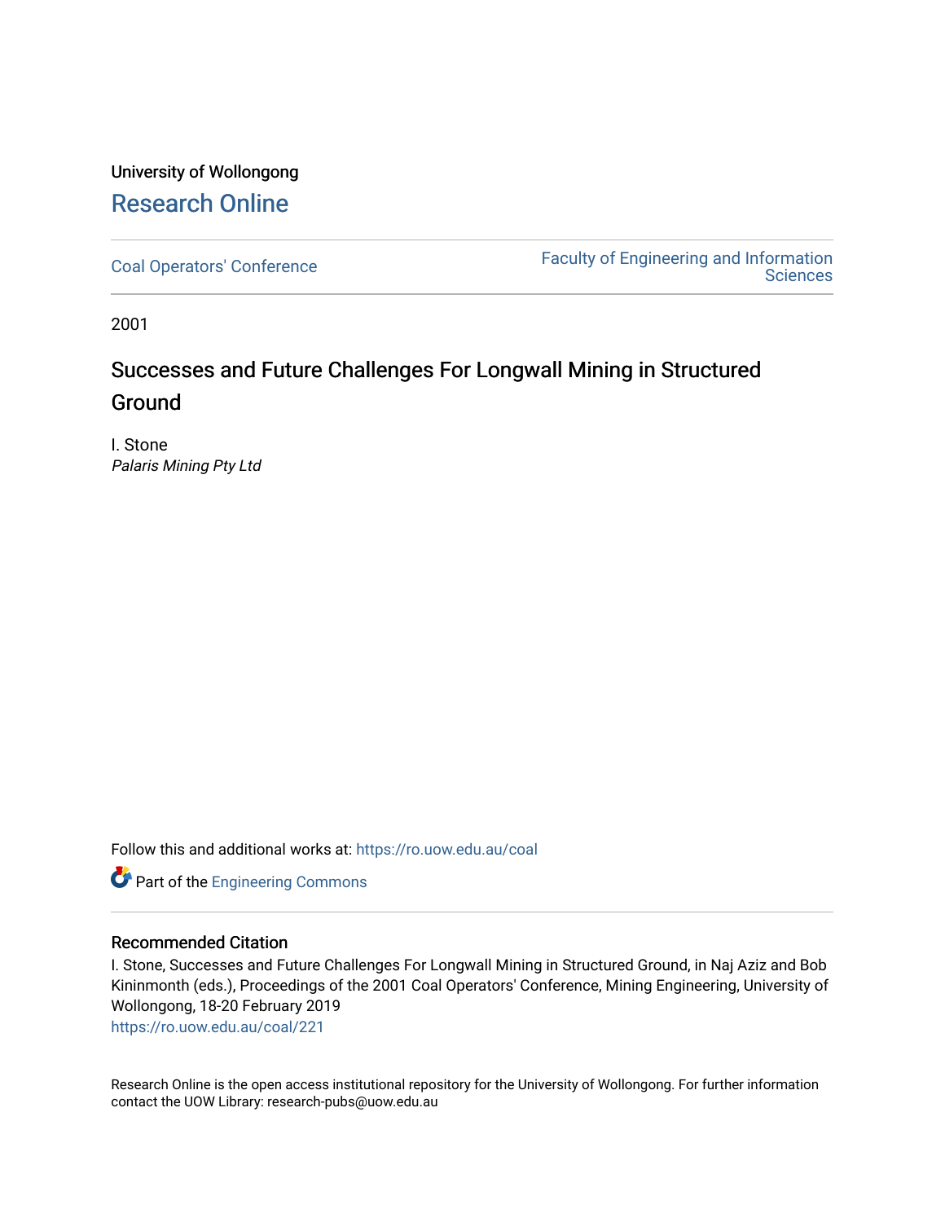University of Wollongong

# Research Online

Coal Operators' Conference

Faculty of Engineering and Information Sciences

2001

# Successes and Future Challenges For Longwall Mining in Structured Ground

I. Stone
*Palaris Mining Pty Ltd*

Follow this and additional works at: https://ro.uow.edu.au/coal

Part of the Engineering Commons

## Recommended Citation

I. Stone, Successes and Future Challenges For Longwall Mining in Structured Ground, in Naj Aziz and Bob Kininmonth (eds.), Proceedings of the 2001 Coal Operators' Conference, Mining Engineering, University of Wollongong, 18-20 February 2019
https://ro.uow.edu.au/coal/221

Research Online is the open access institutional repository for the University of Wollongong. For further information contact the UOW Library: research-pubs@uow.edu.au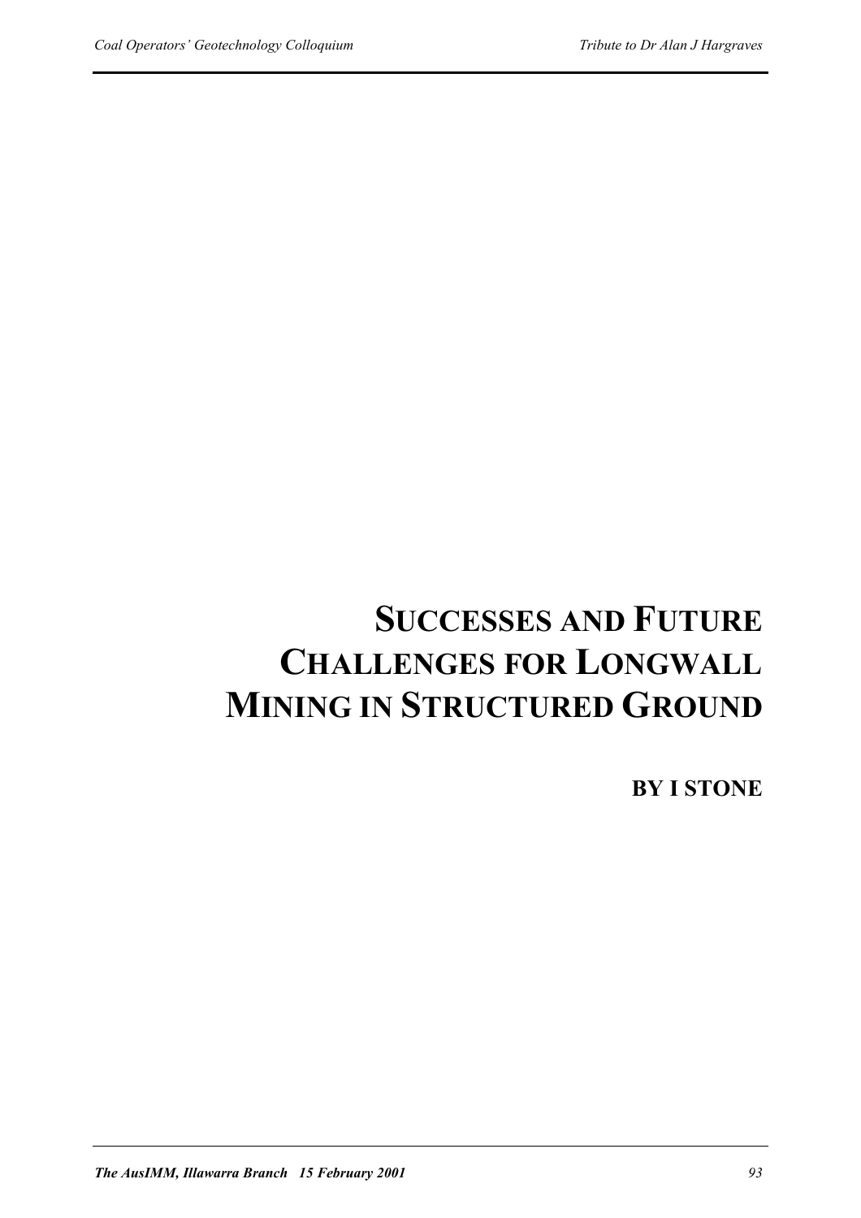# SUCCESSES AND FUTURE CHALLENGES FOR LONGWALL MINING IN STRUCTURED GROUND

**BY I STONE**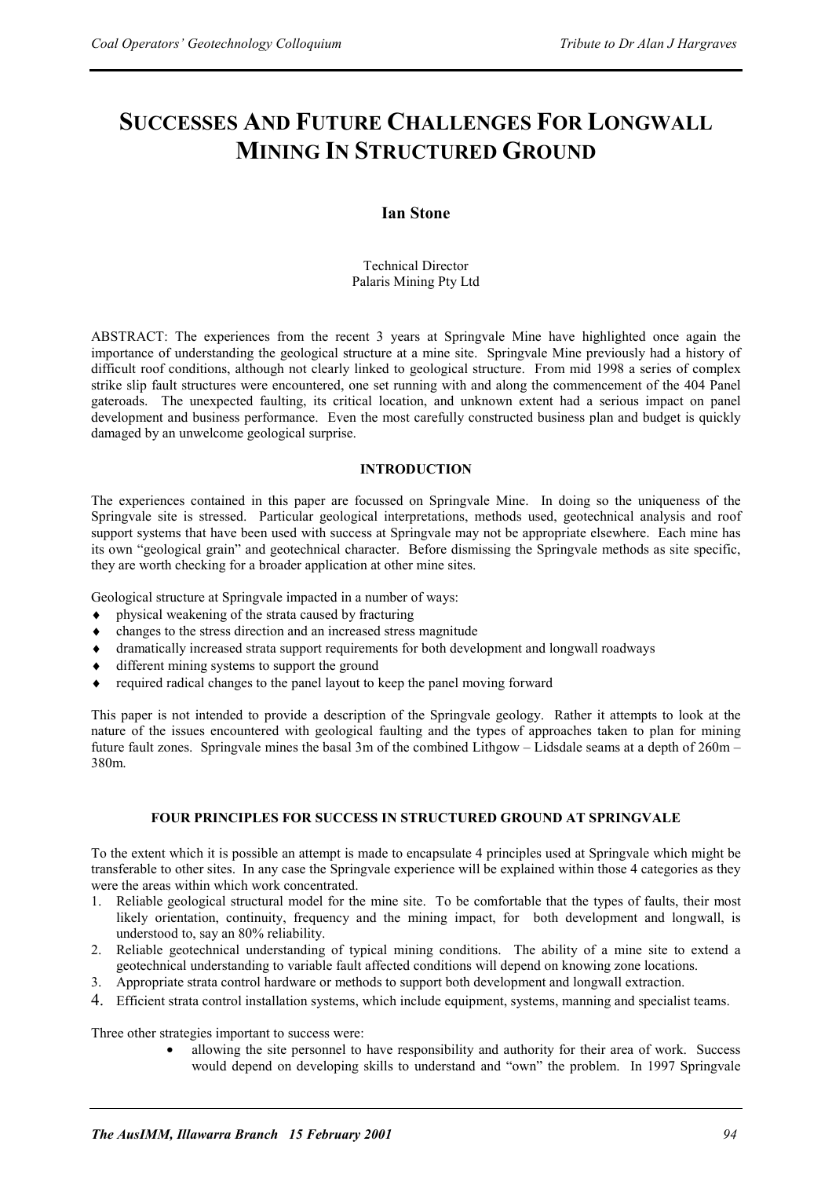# SUCCESSES AND FUTURE CHALLENGES FOR LONGWALL MINING IN STRUCTURED GROUND

**Ian Stone**

Technical Director
Palaris Mining Pty Ltd

ABSTRACT: The experiences from the recent 3 years at Springvale Mine have highlighted once again the importance of understanding the geological structure at a mine site. Springvale Mine previously had a history of difficult roof conditions, although not clearly linked to geological structure. From mid 1998 a series of complex strike slip fault structures were encountered, one set running with and along the commencement of the 404 Panel gateroads. The unexpected faulting, its critical location, and unknown extent had a serious impact on panel development and business performance. Even the most carefully constructed business plan and budget is quickly damaged by an unwelcome geological surprise.

## INTRODUCTION

The experiences contained in this paper are focussed on Springvale Mine. In doing so the uniqueness of the Springvale site is stressed. Particular geological interpretations, methods used, geotechnical analysis and roof support systems that have been used with success at Springvale may not be appropriate elsewhere. Each mine has its own "geological grain" and geotechnical character. Before dismissing the Springvale methods as site specific, they are worth checking for a broader application at other mine sites.

Geological structure at Springvale impacted in a number of ways:

- physical weakening of the strata caused by fracturing
- changes to the stress direction and an increased stress magnitude
- dramatically increased strata support requirements for both development and longwall roadways
- different mining systems to support the ground
- required radical changes to the panel layout to keep the panel moving forward

This paper is not intended to provide a description of the Springvale geology. Rather it attempts to look at the nature of the issues encountered with geological faulting and the types of approaches taken to plan for mining future fault zones. Springvale mines the basal 3m of the combined Lithgow – Lidsdale seams at a depth of 260m – 380m.

## FOUR PRINCIPLES FOR SUCCESS IN STRUCTURED GROUND AT SPRINGVALE

To the extent which it is possible an attempt is made to encapsulate 4 principles used at Springvale which might be transferable to other sites. In any case the Springvale experience will be explained within those 4 categories as they were the areas within which work concentrated.

1. Reliable geological structural model for the mine site. To be comfortable that the types of faults, their most likely orientation, continuity, frequency and the mining impact, for both development and longwall, is understood to, say an 80% reliability.
2. Reliable geotechnical understanding of typical mining conditions. The ability of a mine site to extend a geotechnical understanding to variable fault affected conditions will depend on knowing zone locations.
3. Appropriate strata control hardware or methods to support both development and longwall extraction.
4. Efficient strata control installation systems, which include equipment, systems, manning and specialist teams.

Three other strategies important to success were:

- allowing the site personnel to have responsibility and authority for their area of work. Success would depend on developing skills to understand and "own" the problem. In 1997 Springvale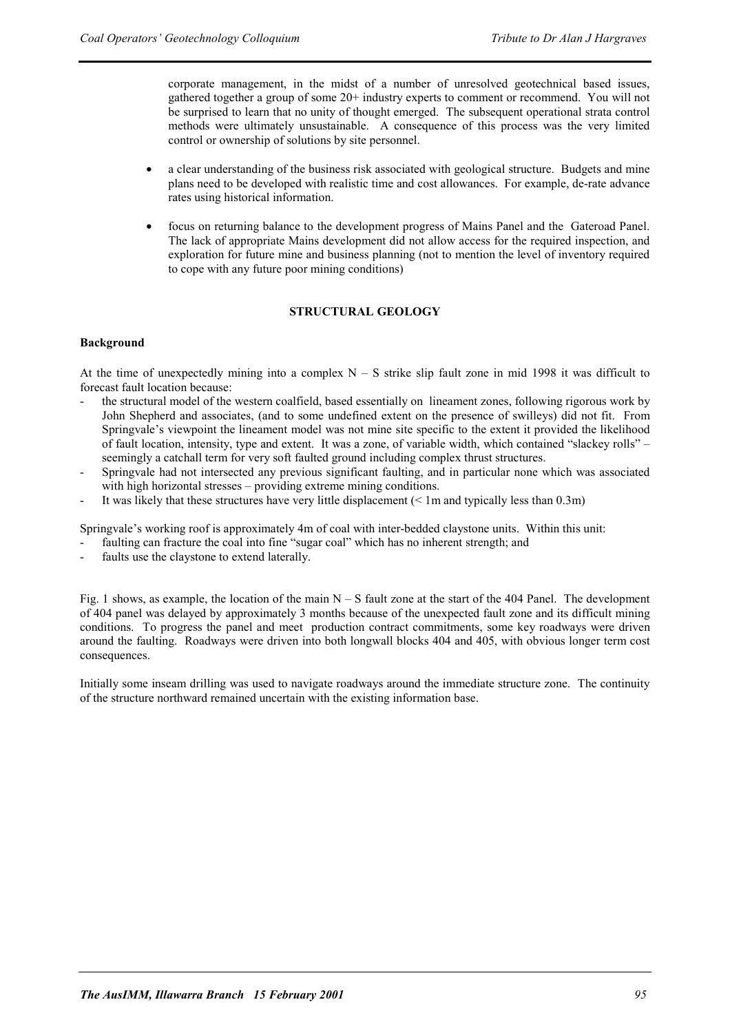corporate management, in the midst of a number of unresolved geotechnical based issues, gathered together a group of some 20+ industry experts to comment or recommend. You will not be surprised to learn that no unity of thought emerged. The subsequent operational strata control methods were ultimately unsustainable. A consequence of this process was the very limited control or ownership of solutions by site personnel.

- a clear understanding of the business risk associated with geological structure. Budgets and mine plans need to be developed with realistic time and cost allowances. For example, de-rate advance rates using historical information.
- focus on returning balance to the development progress of Mains Panel and the Gateroad Panel. The lack of appropriate Mains development did not allow access for the required inspection, and exploration for future mine and business planning (not to mention the level of inventory required to cope with any future poor mining conditions)

## STRUCTURAL GEOLOGY

### Background

At the time of unexpectedly mining into a complex N – S strike slip fault zone in mid 1998 it was difficult to forecast fault location because:

- the structural model of the western coalfield, based essentially on lineament zones, following rigorous work by John Shepherd and associates, (and to some undefined extent on the presence of swilleys) did not fit. From Springvale's viewpoint the lineament model was not mine site specific to the extent it provided the likelihood of fault location, intensity, type and extent. It was a zone, of variable width, which contained "slackey rolls" – seemingly a catchall term for very soft faulted ground including complex thrust structures.
- Springvale had not intersected any previous significant faulting, and in particular none which was associated with high horizontal stresses – providing extreme mining conditions.
- It was likely that these structures have very little displacement (< 1m and typically less than 0.3m)

Springvale's working roof is approximately 4m of coal with inter-bedded claystone units. Within this unit:

- faulting can fracture the coal into fine "sugar coal" which has no inherent strength; and
- faults use the claystone to extend laterally.

Fig. 1 shows, as example, the location of the main N – S fault zone at the start of the 404 Panel. The development of 404 panel was delayed by approximately 3 months because of the unexpected fault zone and its difficult mining conditions. To progress the panel and meet production contract commitments, some key roadways were driven around the faulting. Roadways were driven into both longwall blocks 404 and 405, with obvious longer term cost consequences.

Initially some inseam drilling was used to navigate roadways around the immediate structure zone. The continuity of the structure northward remained uncertain with the existing information base.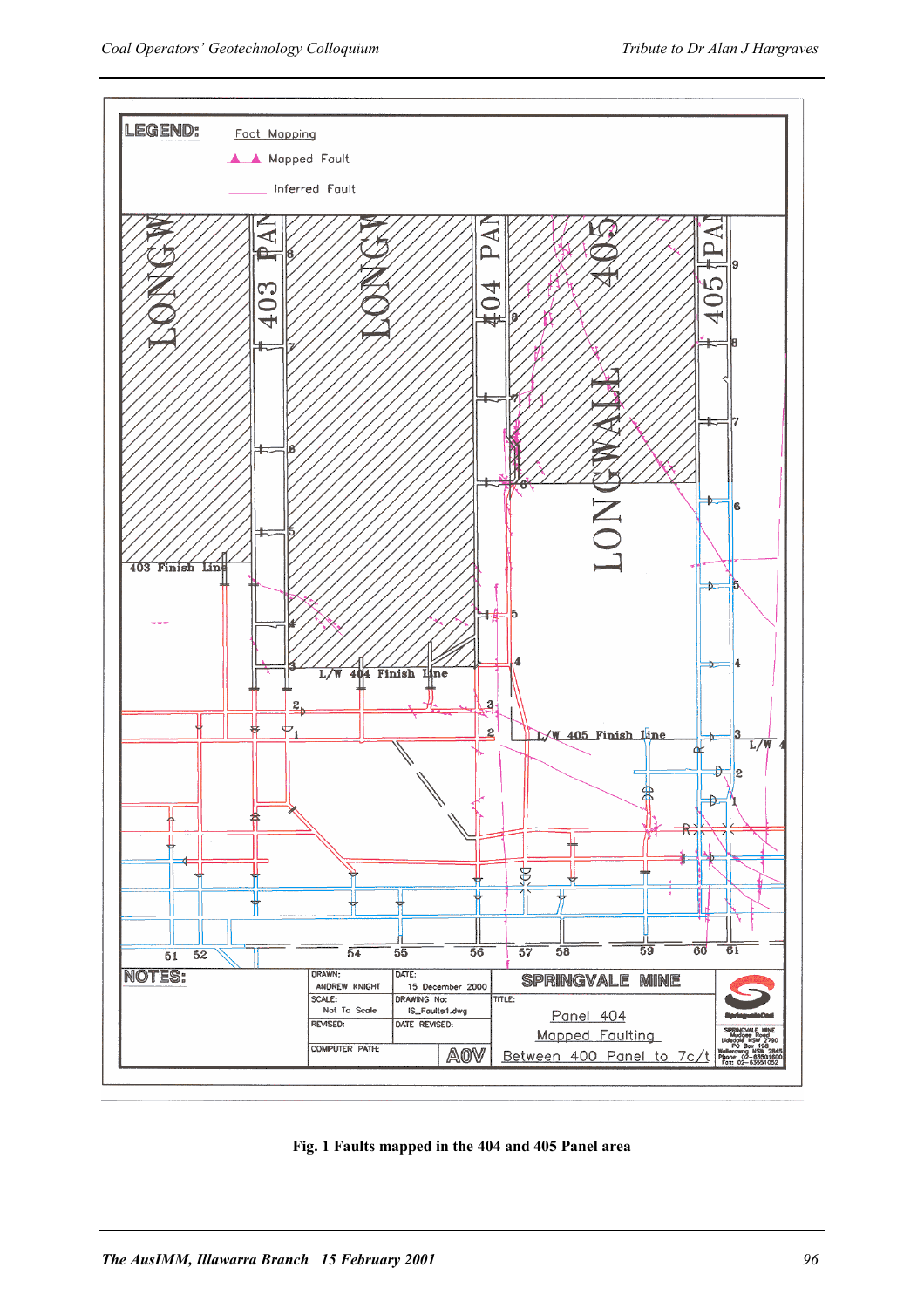Fig. 1 Faults mapped in the 404 and 405 Panel area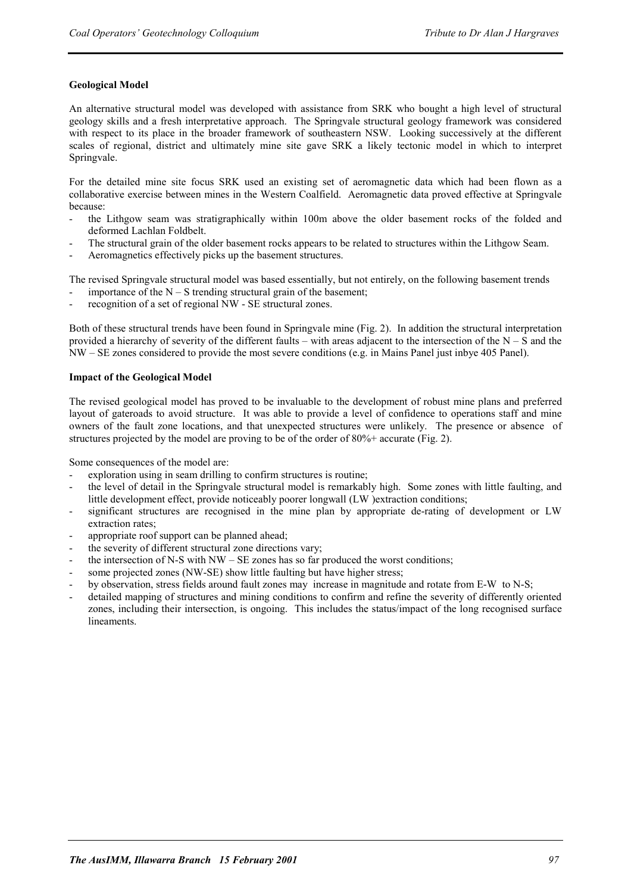### Geological Model

An alternative structural model was developed with assistance from SRK who bought a high level of structural geology skills and a fresh interpretative approach. The Springvale structural geology framework was considered with respect to its place in the broader framework of southeastern NSW. Looking successively at the different scales of regional, district and ultimately mine site gave SRK a likely tectonic model in which to interpret Springvale.

For the detailed mine site focus SRK used an existing set of aeromagnetic data which had been flown as a collaborative exercise between mines in the Western Coalfield. Aeromagnetic data proved effective at Springvale because:

- the Lithgow seam was stratigraphically within 100m above the older basement rocks of the folded and deformed Lachlan Foldbelt.
- The structural grain of the older basement rocks appears to be related to structures within the Lithgow Seam.
- Aeromagnetics effectively picks up the basement structures.

The revised Springvale structural model was based essentially, but not entirely, on the following basement trends

- importance of the N – S trending structural grain of the basement;
- recognition of a set of regional NW - SE structural zones.

Both of these structural trends have been found in Springvale mine (Fig. 2). In addition the structural interpretation provided a hierarchy of severity of the different faults – with areas adjacent to the intersection of the N – S and the NW – SE zones considered to provide the most severe conditions (e.g. in Mains Panel just inbye 405 Panel).

### Impact of the Geological Model

The revised geological model has proved to be invaluable to the development of robust mine plans and preferred layout of gateroads to avoid structure. It was able to provide a level of confidence to operations staff and mine owners of the fault zone locations, and that unexpected structures were unlikely. The presence or absence of structures projected by the model are proving to be of the order of 80%+ accurate (Fig. 2).

Some consequences of the model are:

- exploration using in seam drilling to confirm structures is routine;
- the level of detail in the Springvale structural model is remarkably high. Some zones with little faulting, and little development effect, provide noticeably poorer longwall (LW )extraction conditions;
- significant structures are recognised in the mine plan by appropriate de-rating of development or LW extraction rates;
- appropriate roof support can be planned ahead;
- the severity of different structural zone directions vary;
- the intersection of N-S with NW – SE zones has so far produced the worst conditions;
- some projected zones (NW-SE) show little faulting but have higher stress;
- by observation, stress fields around fault zones may increase in magnitude and rotate from E-W to N-S;
- detailed mapping of structures and mining conditions to confirm and refine the severity of differently oriented zones, including their intersection, is ongoing. This includes the status/impact of the long recognised surface lineaments.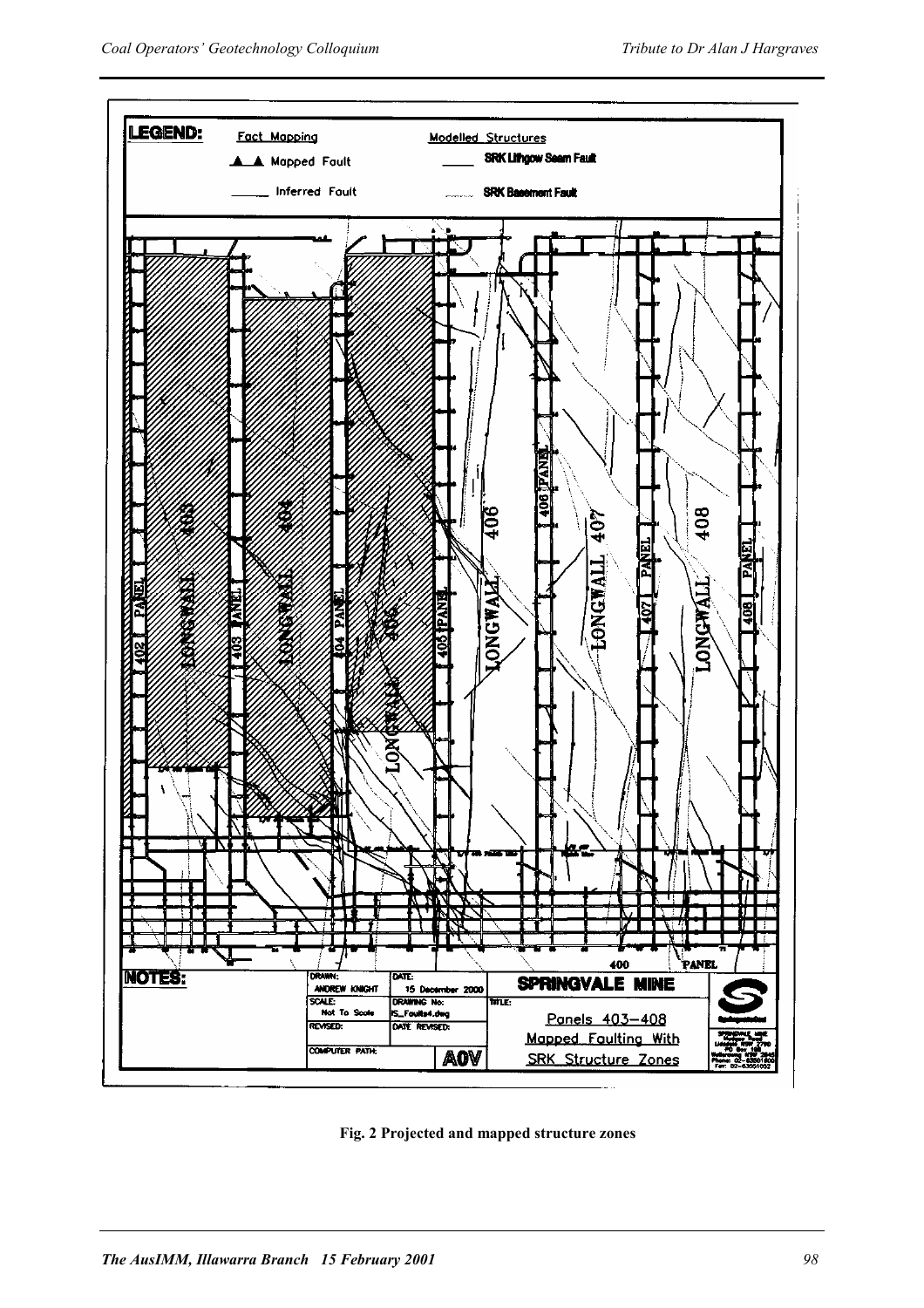Fig. 2 Projected and mapped structure zones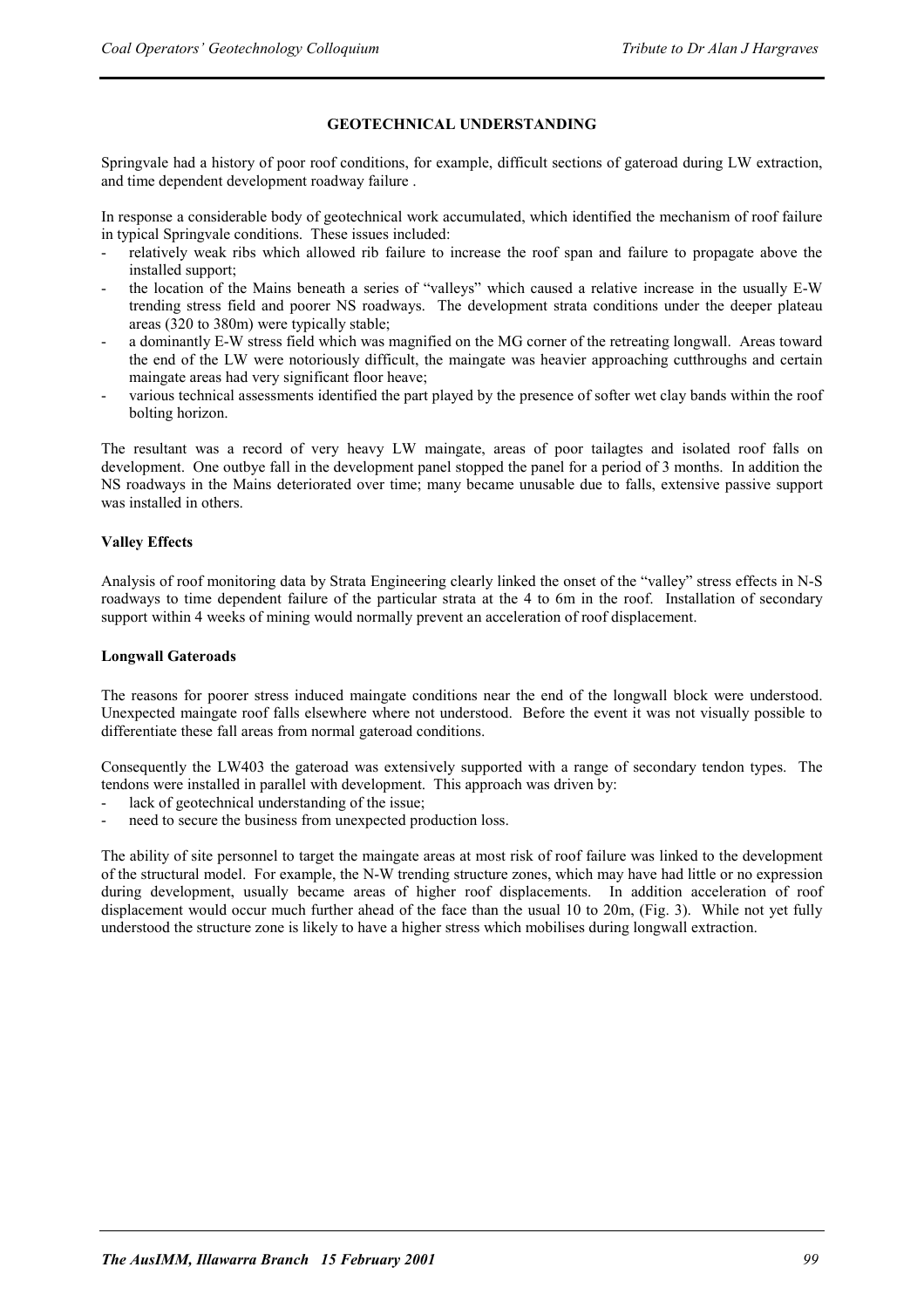## GEOTECHNICAL UNDERSTANDING

Springvale had a history of poor roof conditions, for example, difficult sections of gateroad during LW extraction, and time dependent development roadway failure .

In response a considerable body of geotechnical work accumulated, which identified the mechanism of roof failure in typical Springvale conditions. These issues included:

- relatively weak ribs which allowed rib failure to increase the roof span and failure to propagate above the installed support;
- the location of the Mains beneath a series of "valleys" which caused a relative increase in the usually E-W trending stress field and poorer NS roadways. The development strata conditions under the deeper plateau areas (320 to 380m) were typically stable;
- a dominantly E-W stress field which was magnified on the MG corner of the retreating longwall. Areas toward the end of the LW were notoriously difficult, the maingate was heavier approaching cutthroughs and certain maingate areas had very significant floor heave;
- various technical assessments identified the part played by the presence of softer wet clay bands within the roof bolting horizon.

The resultant was a record of very heavy LW maingate, areas of poor tailagtes and isolated roof falls on development. One outbye fall in the development panel stopped the panel for a period of 3 months. In addition the NS roadways in the Mains deteriorated over time; many became unusable due to falls, extensive passive support was installed in others.

### Valley Effects

Analysis of roof monitoring data by Strata Engineering clearly linked the onset of the "valley" stress effects in N-S roadways to time dependent failure of the particular strata at the 4 to 6m in the roof. Installation of secondary support within 4 weeks of mining would normally prevent an acceleration of roof displacement.

### Longwall Gateroads

The reasons for poorer stress induced maingate conditions near the end of the longwall block were understood. Unexpected maingate roof falls elsewhere where not understood. Before the event it was not visually possible to differentiate these fall areas from normal gateroad conditions.

Consequently the LW403 the gateroad was extensively supported with a range of secondary tendon types. The tendons were installed in parallel with development. This approach was driven by:

- lack of geotechnical understanding of the issue;
- need to secure the business from unexpected production loss.

The ability of site personnel to target the maingate areas at most risk of roof failure was linked to the development of the structural model. For example, the N-W trending structure zones, which may have had little or no expression during development, usually became areas of higher roof displacements. In addition acceleration of roof displacement would occur much further ahead of the face than the usual 10 to 20m, (Fig. 3). While not yet fully understood the structure zone is likely to have a higher stress which mobilises during longwall extraction.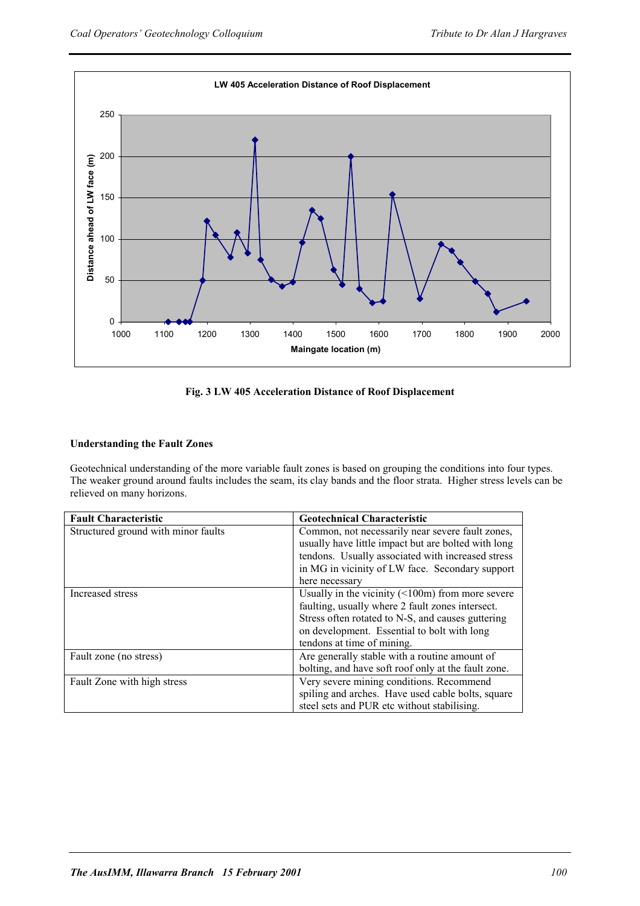LW 405 Acceleration Distance of Roof Displacement

Fig. 3 LW 405 Acceleration Distance of Roof Displacement

### Understanding the Fault Zones

Geotechnical understanding of the more variable fault zones is based on grouping the conditions into four types. The weaker ground around faults includes the seam, its clay bands and the floor strata. Higher stress levels can be relieved on many horizons.

| Fault Characteristic | Geotechnical Characteristic |
|---|---|
| Structured ground with minor faults | Common, not necessarily near severe fault zones, usually have little impact but are bolted with long tendons. Usually associated with increased stress in MG in vicinity of LW face. Secondary support here necessary |
| Increased stress | Usually in the vicinity (<100m) from more severe faulting, usually where 2 fault zones intersect. Stress often rotated to N-S, and causes guttering on development. Essential to bolt with long tendons at time of mining. |
| Fault zone (no stress) | Are generally stable with a routine amount of bolting, and have soft roof only at the fault zone. |
| Fault Zone with high stress | Very severe mining conditions. Recommend spiling and arches. Have used cable bolts, square steel sets and PUR etc without stabilising. |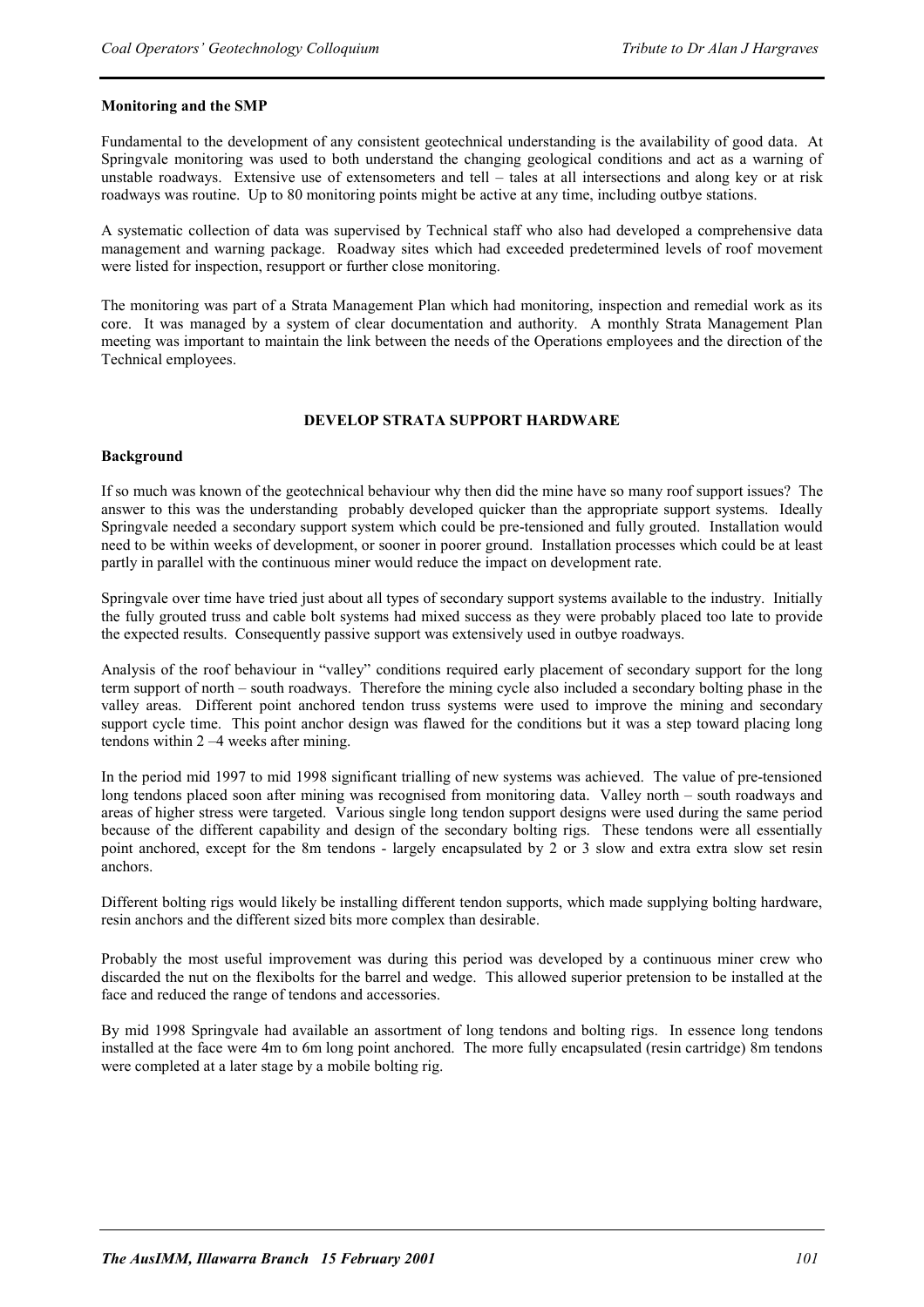**Monitoring and the SMP**

Fundamental to the development of any consistent geotechnical understanding is the availability of good data. At Springvale monitoring was used to both understand the changing geological conditions and act as a warning of unstable roadways. Extensive use of extensometers and tell – tales at all intersections and along key or at risk roadways was routine. Up to 80 monitoring points might be active at any time, including outbye stations.

A systematic collection of data was supervised by Technical staff who also had developed a comprehensive data management and warning package. Roadway sites which had exceeded predetermined levels of roof movement were listed for inspection, resupport or further close monitoring.

The monitoring was part of a Strata Management Plan which had monitoring, inspection and remedial work as its core. It was managed by a system of clear documentation and authority. A monthly Strata Management Plan meeting was important to maintain the link between the needs of the Operations employees and the direction of the Technical employees.

## DEVELOP STRATA SUPPORT HARDWARE

**Background**

If so much was known of the geotechnical behaviour why then did the mine have so many roof support issues? The answer to this was the understanding probably developed quicker than the appropriate support systems. Ideally Springvale needed a secondary support system which could be pre-tensioned and fully grouted. Installation would need to be within weeks of development, or sooner in poorer ground. Installation processes which could be at least partly in parallel with the continuous miner would reduce the impact on development rate.

Springvale over time have tried just about all types of secondary support systems available to the industry. Initially the fully grouted truss and cable bolt systems had mixed success as they were probably placed too late to provide the expected results. Consequently passive support was extensively used in outbye roadways.

Analysis of the roof behaviour in "valley" conditions required early placement of secondary support for the long term support of north – south roadways. Therefore the mining cycle also included a secondary bolting phase in the valley areas. Different point anchored tendon truss systems were used to improve the mining and secondary support cycle time. This point anchor design was flawed for the conditions but it was a step toward placing long tendons within 2 –4 weeks after mining.

In the period mid 1997 to mid 1998 significant trialling of new systems was achieved. The value of pre-tensioned long tendons placed soon after mining was recognised from monitoring data. Valley north – south roadways and areas of higher stress were targeted. Various single long tendon support designs were used during the same period because of the different capability and design of the secondary bolting rigs. These tendons were all essentially point anchored, except for the 8m tendons - largely encapsulated by 2 or 3 slow and extra extra slow set resin anchors.

Different bolting rigs would likely be installing different tendon supports, which made supplying bolting hardware, resin anchors and the different sized bits more complex than desirable.

Probably the most useful improvement was during this period was developed by a continuous miner crew who discarded the nut on the flexibolts for the barrel and wedge. This allowed superior pretension to be installed at the face and reduced the range of tendons and accessories.

By mid 1998 Springvale had available an assortment of long tendons and bolting rigs. In essence long tendons installed at the face were 4m to 6m long point anchored. The more fully encapsulated (resin cartridge) 8m tendons were completed at a later stage by a mobile bolting rig.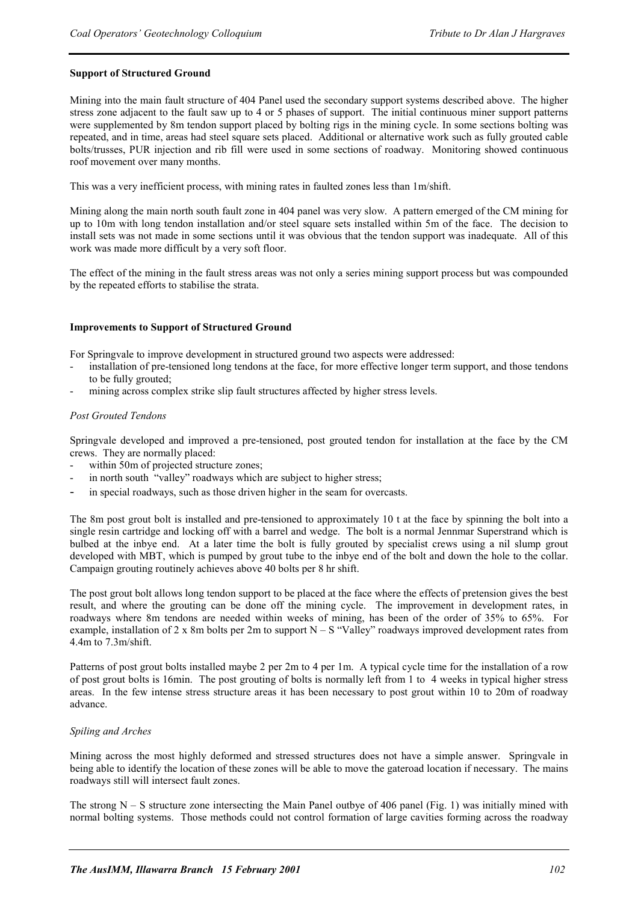**Support of Structured Ground**

Mining into the main fault structure of 404 Panel used the secondary support systems described above. The higher stress zone adjacent to the fault saw up to 4 or 5 phases of support. The initial continuous miner support patterns were supplemented by 8m tendon support placed by bolting rigs in the mining cycle. In some sections bolting was repeated, and in time, areas had steel square sets placed. Additional or alternative work such as fully grouted cable bolts/trusses, PUR injection and rib fill were used in some sections of roadway. Monitoring showed continuous roof movement over many months.

This was a very inefficient process, with mining rates in faulted zones less than 1m/shift.

Mining along the main north south fault zone in 404 panel was very slow. A pattern emerged of the CM mining for up to 10m with long tendon installation and/or steel square sets installed within 5m of the face. The decision to install sets was not made in some sections until it was obvious that the tendon support was inadequate. All of this work was made more difficult by a very soft floor.

The effect of the mining in the fault stress areas was not only a series mining support process but was compounded by the repeated efforts to stabilise the strata.

**Improvements to Support of Structured Ground**

For Springvale to improve development in structured ground two aspects were addressed:

- installation of pre-tensioned long tendons at the face, for more effective longer term support, and those tendons to be fully grouted;
- mining across complex strike slip fault structures affected by higher stress levels.

*Post Grouted Tendons*

Springvale developed and improved a pre-tensioned, post grouted tendon for installation at the face by the CM crews. They are normally placed:

- within 50m of projected structure zones;
- in north south "valley" roadways which are subject to higher stress;
- in special roadways, such as those driven higher in the seam for overcasts.

The 8m post grout bolt is installed and pre-tensioned to approximately 10 t at the face by spinning the bolt into a single resin cartridge and locking off with a barrel and wedge. The bolt is a normal Jennmar Superstrand which is bulbed at the inbye end. At a later time the bolt is fully grouted by specialist crews using a nil slump grout developed with MBT, which is pumped by grout tube to the inbye end of the bolt and down the hole to the collar. Campaign grouting routinely achieves above 40 bolts per 8 hr shift.

The post grout bolt allows long tendon support to be placed at the face where the effects of pretension gives the best result, and where the grouting can be done off the mining cycle. The improvement in development rates, in roadways where 8m tendons are needed within weeks of mining, has been of the order of 35% to 65%. For example, installation of 2 x 8m bolts per 2m to support N – S "Valley" roadways improved development rates from 4.4m to 7.3m/shift.

Patterns of post grout bolts installed maybe 2 per 2m to 4 per 1m. A typical cycle time for the installation of a row of post grout bolts is 16min. The post grouting of bolts is normally left from 1 to 4 weeks in typical higher stress areas. In the few intense stress structure areas it has been necessary to post grout within 10 to 20m of roadway advance.

*Spiling and Arches*

Mining across the most highly deformed and stressed structures does not have a simple answer. Springvale in being able to identify the location of these zones will be able to move the gateroad location if necessary. The mains roadways still will intersect fault zones.

The strong N – S structure zone intersecting the Main Panel outbye of 406 panel (Fig. 1) was initially mined with normal bolting systems. Those methods could not control formation of large cavities forming across the roadway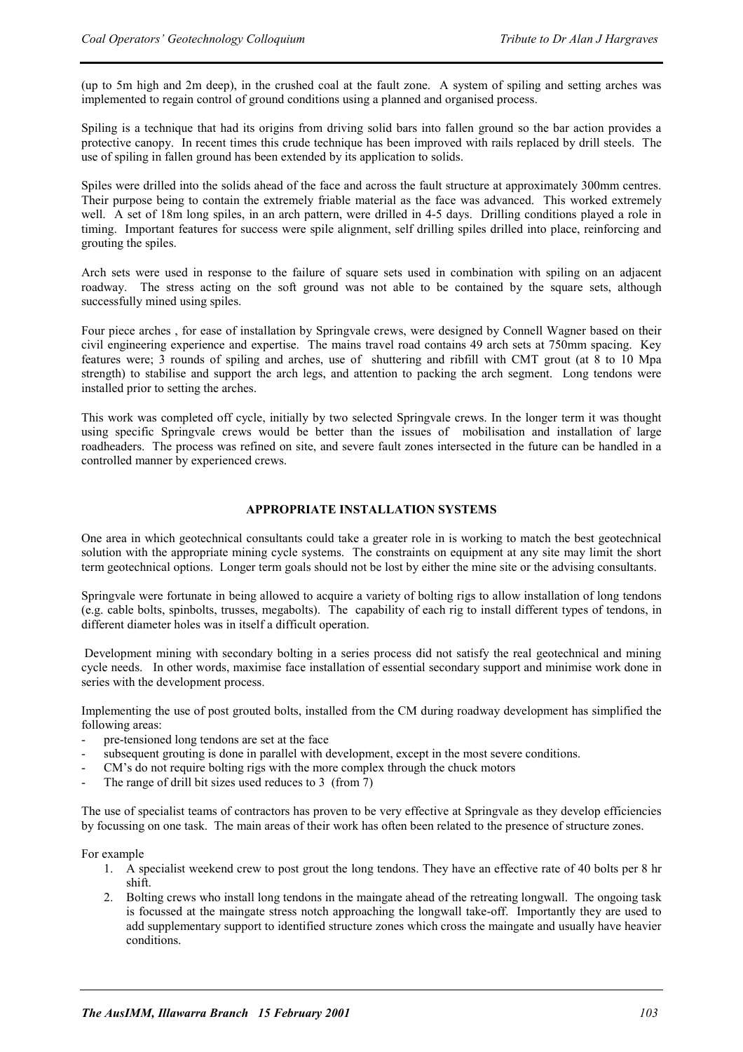(up to 5m high and 2m deep), in the crushed coal at the fault zone. A system of spiling and setting arches was implemented to regain control of ground conditions using a planned and organised process.

Spiling is a technique that had its origins from driving solid bars into fallen ground so the bar action provides a protective canopy. In recent times this crude technique has been improved with rails replaced by drill steels. The use of spiling in fallen ground has been extended by its application to solids.

Spiles were drilled into the solids ahead of the face and across the fault structure at approximately 300mm centres. Their purpose being to contain the extremely friable material as the face was advanced. This worked extremely well. A set of 18m long spiles, in an arch pattern, were drilled in 4-5 days. Drilling conditions played a role in timing. Important features for success were spile alignment, self drilling spiles drilled into place, reinforcing and grouting the spiles.

Arch sets were used in response to the failure of square sets used in combination with spiling on an adjacent roadway. The stress acting on the soft ground was not able to be contained by the square sets, although successfully mined using spiles.

Four piece arches , for ease of installation by Springvale crews, were designed by Connell Wagner based on their civil engineering experience and expertise. The mains travel road contains 49 arch sets at 750mm spacing. Key features were; 3 rounds of spiling and arches, use of shuttering and ribfill with CMT grout (at 8 to 10 Mpa strength) to stabilise and support the arch legs, and attention to packing the arch segment. Long tendons were installed prior to setting the arches.

This work was completed off cycle, initially by two selected Springvale crews. In the longer term it was thought using specific Springvale crews would be better than the issues of mobilisation and installation of large roadheaders. The process was refined on site, and severe fault zones intersected in the future can be handled in a controlled manner by experienced crews.

## APPROPRIATE INSTALLATION SYSTEMS

One area in which geotechnical consultants could take a greater role in is working to match the best geotechnical solution with the appropriate mining cycle systems. The constraints on equipment at any site may limit the short term geotechnical options. Longer term goals should not be lost by either the mine site or the advising consultants.

Springvale were fortunate in being allowed to acquire a variety of bolting rigs to allow installation of long tendons (e.g. cable bolts, spinbolts, trusses, megabolts). The capability of each rig to install different types of tendons, in different diameter holes was in itself a difficult operation.

Development mining with secondary bolting in a series process did not satisfy the real geotechnical and mining cycle needs. In other words, maximise face installation of essential secondary support and minimise work done in series with the development process.

Implementing the use of post grouted bolts, installed from the CM during roadway development has simplified the following areas:

- pre-tensioned long tendons are set at the face
- subsequent grouting is done in parallel with development, except in the most severe conditions.
- CM's do not require bolting rigs with the more complex through the chuck motors
- The range of drill bit sizes used reduces to 3 (from 7)

The use of specialist teams of contractors has proven to be very effective at Springvale as they develop efficiencies by focussing on one task. The main areas of their work has often been related to the presence of structure zones.

For example

1. A specialist weekend crew to post grout the long tendons. They have an effective rate of 40 bolts per 8 hr shift.
2. Bolting crews who install long tendons in the maingate ahead of the retreating longwall. The ongoing task is focussed at the maingate stress notch approaching the longwall take-off. Importantly they are used to add supplementary support to identified structure zones which cross the maingate and usually have heavier conditions.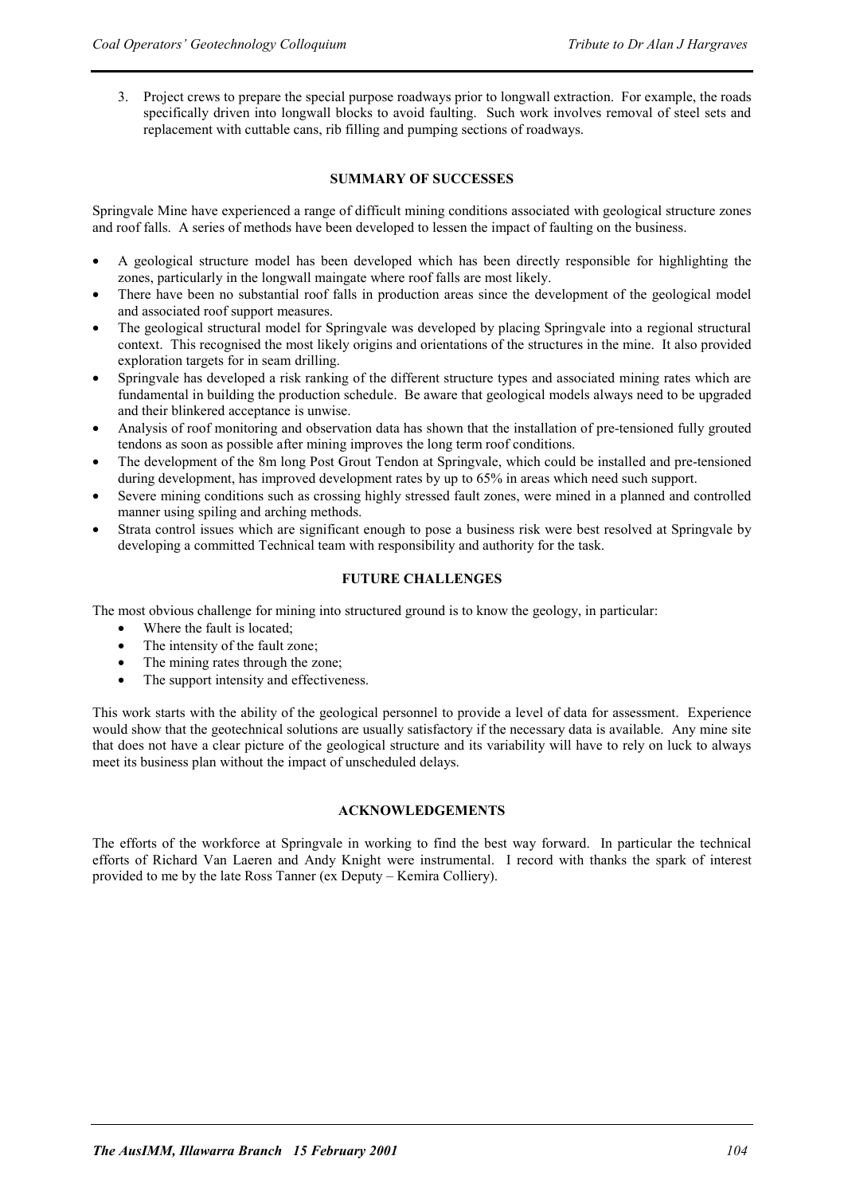3. Project crews to prepare the special purpose roadways prior to longwall extraction. For example, the roads specifically driven into longwall blocks to avoid faulting. Such work involves removal of steel sets and replacement with cuttable cans, rib filling and pumping sections of roadways.

## SUMMARY OF SUCCESSES

Springvale Mine have experienced a range of difficult mining conditions associated with geological structure zones and roof falls. A series of methods have been developed to lessen the impact of faulting on the business.

- A geological structure model has been developed which has been directly responsible for highlighting the zones, particularly in the longwall maingate where roof falls are most likely.
- There have been no substantial roof falls in production areas since the development of the geological model and associated roof support measures.
- The geological structural model for Springvale was developed by placing Springvale into a regional structural context. This recognised the most likely origins and orientations of the structures in the mine. It also provided exploration targets for in seam drilling.
- Springvale has developed a risk ranking of the different structure types and associated mining rates which are fundamental in building the production schedule. Be aware that geological models always need to be upgraded and their blinkered acceptance is unwise.
- Analysis of roof monitoring and observation data has shown that the installation of pre-tensioned fully grouted tendons as soon as possible after mining improves the long term roof conditions.
- The development of the 8m long Post Grout Tendon at Springvale, which could be installed and pre-tensioned during development, has improved development rates by up to 65% in areas which need such support.
- Severe mining conditions such as crossing highly stressed fault zones, were mined in a planned and controlled manner using spiling and arching methods.
- Strata control issues which are significant enough to pose a business risk were best resolved at Springvale by developing a committed Technical team with responsibility and authority for the task.

## FUTURE CHALLENGES

The most obvious challenge for mining into structured ground is to know the geology, in particular:

- Where the fault is located;
- The intensity of the fault zone;
- The mining rates through the zone;
- The support intensity and effectiveness.

This work starts with the ability of the geological personnel to provide a level of data for assessment. Experience would show that the geotechnical solutions are usually satisfactory if the necessary data is available. Any mine site that does not have a clear picture of the geological structure and its variability will have to rely on luck to always meet its business plan without the impact of unscheduled delays.

## ACKNOWLEDGEMENTS

The efforts of the workforce at Springvale in working to find the best way forward. In particular the technical efforts of Richard Van Laeren and Andy Knight were instrumental. I record with thanks the spark of interest provided to me by the late Ross Tanner (ex Deputy – Kemira Colliery).